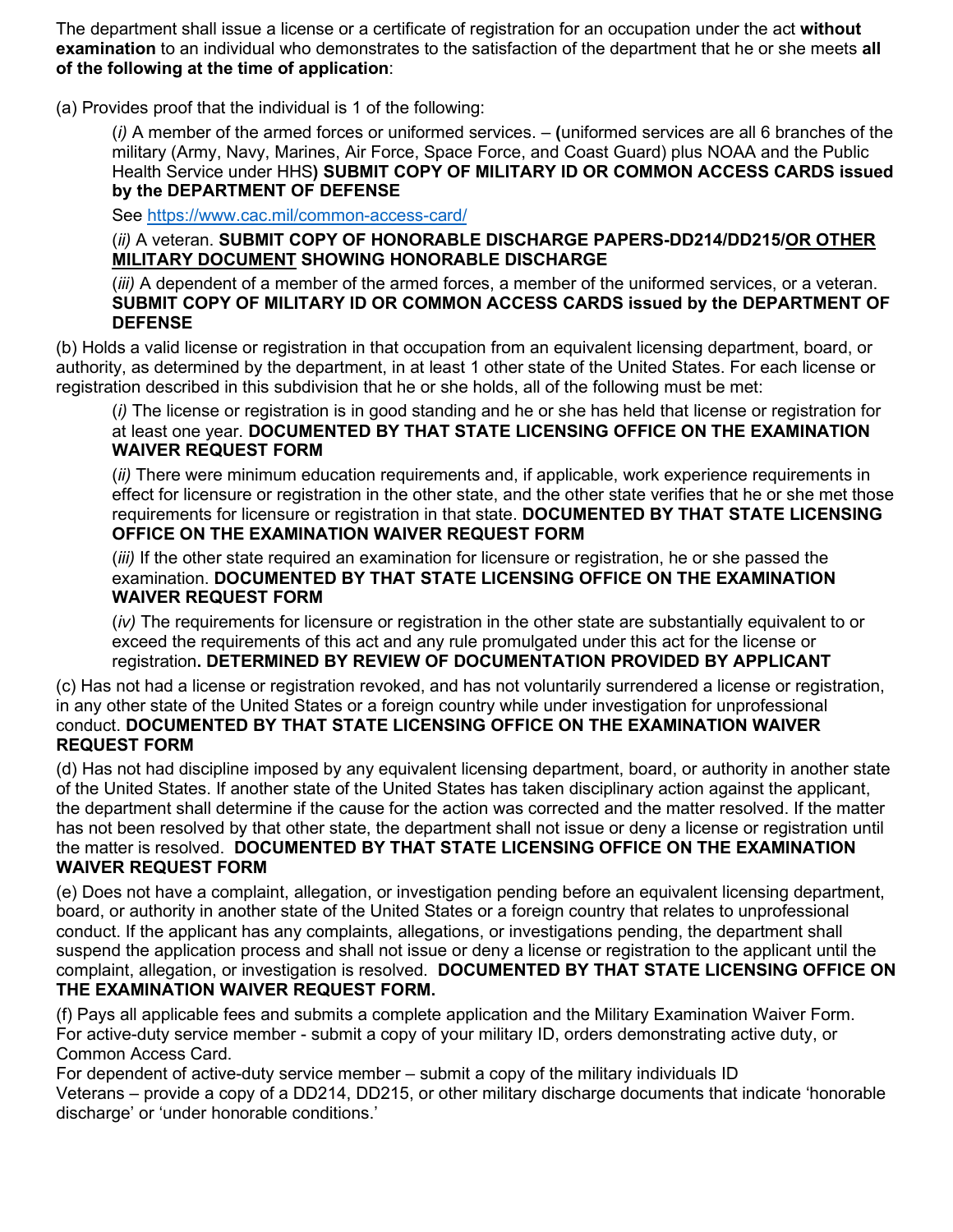The department shall issue a license or a certificate of registration for an occupation under the act **without examination** to an individual who demonstrates to the satisfaction of the department that he or she meets **all of the following at the time of application**:

(a) Provides proof that the individual is 1 of the following:

> (*i)* A member of the armed forces or uniformed services. – **(**uniformed services are all 6 branches of the military (Army, Navy, Marines, Air Force, Space Force, and Coast Guard) plus NOAA and the Public Health Service under HHS**) SUBMIT COPY OF MILITARY ID OR COMMON ACCESS CARDS issued by the DEPARTMENT OF DEFENSE**
>
> See https://www.cac.mil/common-access-card/
>
> (*ii)* A veteran. **SUBMIT COPY OF HONORABLE DISCHARGE PAPERS-DD214/DD215/<u>OR OTHER MILITARY DOCUMENT</u> SHOWING HONORABLE DISCHARGE**
>
> (*iii)* A dependent of a member of the armed forces, a member of the uniformed services, or a veteran. **SUBMIT COPY OF MILITARY ID OR COMMON ACCESS CARDS issued by the DEPARTMENT OF DEFENSE**

(b) Holds a valid license or registration in that occupation from an equivalent licensing department, board, or authority, as determined by the department, in at least 1 other state of the United States. For each license or registration described in this subdivision that he or she holds, all of the following must be met:

> (*i)* The license or registration is in good standing and he or she has held that license or registration for at least one year. **DOCUMENTED BY THAT STATE LICENSING OFFICE ON THE EXAMINATION WAIVER REQUEST FORM**
>
> (*ii)* There were minimum education requirements and, if applicable, work experience requirements in effect for licensure or registration in the other state, and the other state verifies that he or she met those requirements for licensure or registration in that state. **DOCUMENTED BY THAT STATE LICENSING OFFICE ON THE EXAMINATION WAIVER REQUEST FORM**
>
> (*iii)* If the other state required an examination for licensure or registration, he or she passed the examination. **DOCUMENTED BY THAT STATE LICENSING OFFICE ON THE EXAMINATION WAIVER REQUEST FORM**
>
> (*iv)* The requirements for licensure or registration in the other state are substantially equivalent to or exceed the requirements of this act and any rule promulgated under this act for the license or registration**. DETERMINED BY REVIEW OF DOCUMENTATION PROVIDED BY APPLICANT**

(c) Has not had a license or registration revoked, and has not voluntarily surrendered a license or registration, in any other state of the United States or a foreign country while under investigation for unprofessional conduct. **DOCUMENTED BY THAT STATE LICENSING OFFICE ON THE EXAMINATION WAIVER REQUEST FORM**

(d) Has not had discipline imposed by any equivalent licensing department, board, or authority in another state of the United States. If another state of the United States has taken disciplinary action against the applicant, the department shall determine if the cause for the action was corrected and the matter resolved. If the matter has not been resolved by that other state, the department shall not issue or deny a license or registration until the matter is resolved. **DOCUMENTED BY THAT STATE LICENSING OFFICE ON THE EXAMINATION WAIVER REQUEST FORM**

(e) Does not have a complaint, allegation, or investigation pending before an equivalent licensing department, board, or authority in another state of the United States or a foreign country that relates to unprofessional conduct. If the applicant has any complaints, allegations, or investigations pending, the department shall suspend the application process and shall not issue or deny a license or registration to the applicant until the complaint, allegation, or investigation is resolved. **DOCUMENTED BY THAT STATE LICENSING OFFICE ON THE EXAMINATION WAIVER REQUEST FORM.**

(f) Pays all applicable fees and submits a complete application and the Military Examination Waiver Form.
For active-duty service member - submit a copy of your military ID, orders demonstrating active duty, or Common Access Card.
For dependent of active-duty service member – submit a copy of the military individuals ID
Veterans – provide a copy of a DD214, DD215, or other military discharge documents that indicate 'honorable discharge' or 'under honorable conditions.'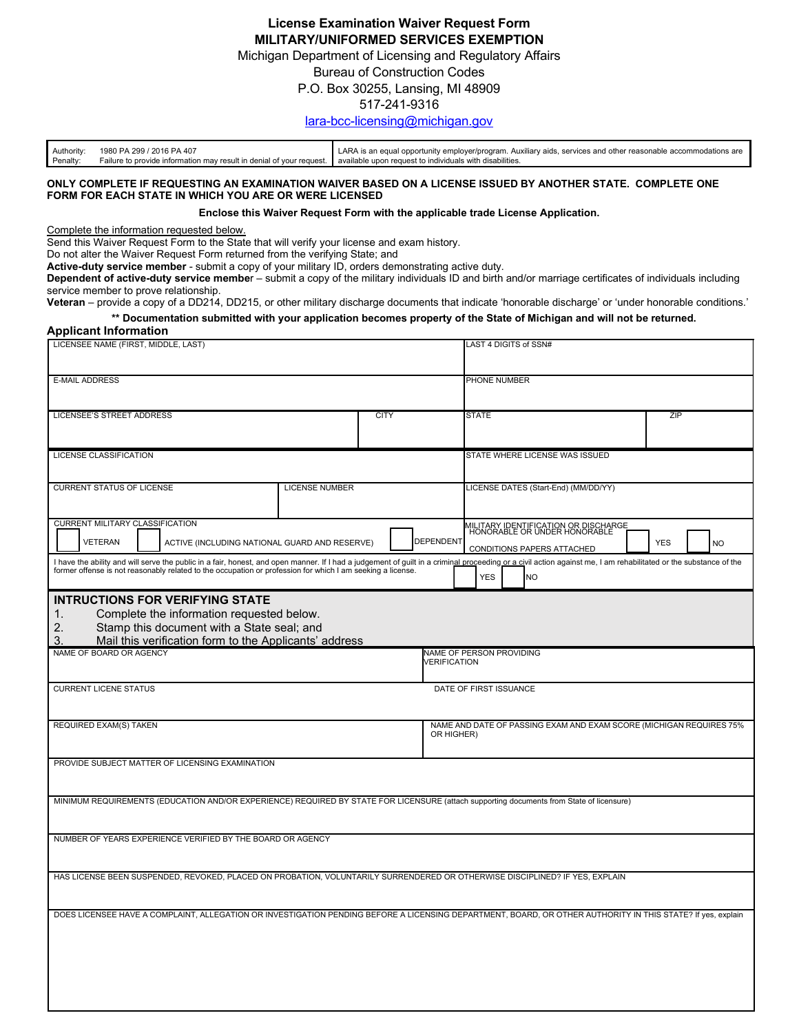# License Examination Waiver Request Form
## MILITARY/UNIFORMED SERVICES EXEMPTION

Michigan Department of Licensing and Regulatory Affairs
Bureau of Construction Codes
P.O. Box 30255, Lansing, MI 48909
517-241-9316
lara-bcc-licensing@michigan.gov

| | |
|---|---|
| Authority: 1980 PA 299 / 2016 PA 407<br>Penalty: Failure to provide information may result in denial of your request. | LARA is an equal opportunity employer/program. Auxiliary aids, services and other reasonable accommodations are available upon request to individuals with disabilities. |

**ONLY COMPLETE IF REQUESTING AN EXAMINATION WAIVER BASED ON A LICENSE ISSUED BY ANOTHER STATE. COMPLETE ONE FORM FOR EACH STATE IN WHICH YOU ARE OR WERE LICENSED**

**Enclose this Waiver Request Form with the applicable trade License Application.**

Complete the information requested below.
Send this Waiver Request Form to the State that will verify your license and exam history.
Do not alter the Waiver Request Form returned from the verifying State; and
**Active-duty service member** - submit a copy of your military ID, orders demonstrating active duty.
**Dependent of active-duty service member** – submit a copy of the military individuals ID and birth and/or marriage certificates of individuals including service member to prove relationship.
**Veteran** – provide a copy of a DD214, DD215, or other military discharge documents that indicate 'honorable discharge' or 'under honorable conditions.'

**\*\* Documentation submitted with your application becomes property of the State of Michigan and will not be returned.**

### Applicant Information

| | | | |
|---|---|---|---|
| LICENSEE NAME (FIRST, MIDDLE, LAST) | | LAST 4 DIGITS of SSN# | |
| E-MAIL ADDRESS | | PHONE NUMBER | |
| LICENSEE'S STREET ADDRESS | CITY | STATE | ZIP |
| LICENSE CLASSIFICATION | | STATE WHERE LICENSE WAS ISSUED | |
| CURRENT STATUS OF LICENSE | LICENSE NUMBER | LICENSE DATES (Start-End) (MM/DD/YY) | |
| CURRENT MILITARY CLASSIFICATION<br>☐ VETERAN ☐ ACTIVE (INCLUDING NATIONAL GUARD AND RESERVE) ☐ DEPENDENT | | MILITARY IDENTIFICATION OR DISCHARGE HONORABLE OR UNDER HONORABLE CONDITIONS PAPERS ATTACHED ☐ YES ☐ NO | |

I have the ability and will serve the public in a fair, honest, and open manner. If I had a judgement of guilt in a criminal proceeding or a civil action against me, I am rehabilitated or the substance of the former offense is not reasonably related to the occupation or profession for which I am seeking a license. ☐ YES ☐ NO

### INTRUCTIONS FOR VERIFYING STATE

1. Complete the information requested below.
2. Stamp this document with a State seal; and
3. Mail this verification form to the Applicants' address

| | |
|---|---|
| NAME OF BOARD OR AGENCY | NAME OF PERSON PROVIDING VERIFICATION |
| CURRENT LICENE STATUS | DATE OF FIRST ISSUANCE |
| REQUIRED EXAM(S) TAKEN | NAME AND DATE OF PASSING EXAM AND EXAM SCORE (MICHIGAN REQUIRES 75% OR HIGHER) |

PROVIDE SUBJECT MATTER OF LICENSING EXAMINATION

MINIMUM REQUIREMENTS (EDUCATION AND/OR EXPERIENCE) REQUIRED BY STATE FOR LICENSURE (attach supporting documents from State of licensure)

NUMBER OF YEARS EXPERIENCE VERIFIED BY THE BOARD OR AGENCY

HAS LICENSE BEEN SUSPENDED, REVOKED, PLACED ON PROBATION, VOLUNTARILY SURRENDERED OR OTHERWISE DISCIPLINED? IF YES, EXPLAIN

DOES LICENSEE HAVE A COMPLAINT, ALLEGATION OR INVESTIGATION PENDING BEFORE A LICENSING DEPARTMENT, BOARD, OR OTHER AUTHORITY IN THIS STATE? If yes, explain